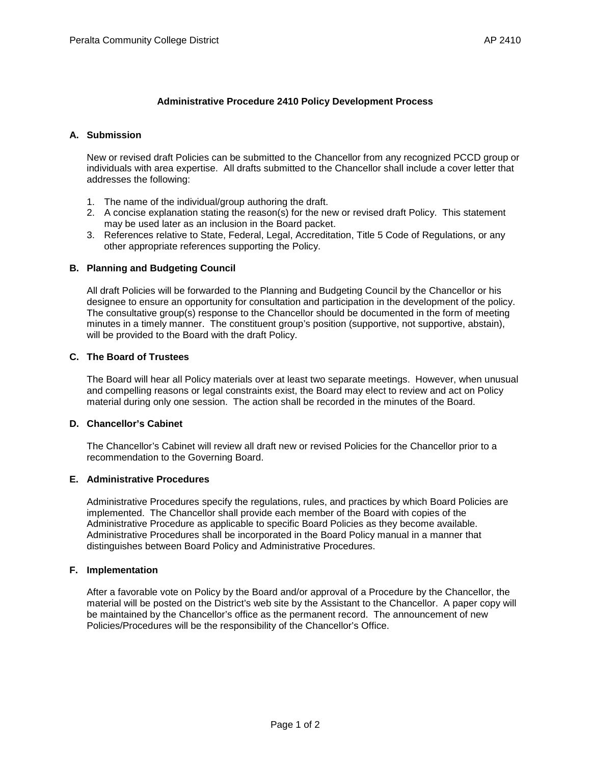# Administrative Procedure 2410 Policy Development Process

## A. Submission

New or revised draft Policies can be submitted to the Chancellor from any recognized PCCD group or individuals with area expertise. All drafts submitted to the Chancellor shall include a cover letter that addresses the following:

1. The name of the individual/group authoring the draft.
2. A concise explanation stating the reason(s) for the new or revised draft Policy. This statement may be used later as an inclusion in the Board packet.
3. References relative to State, Federal, Legal, Accreditation, Title 5 Code of Regulations, or any other appropriate references supporting the Policy.

## B. Planning and Budgeting Council

All draft Policies will be forwarded to the Planning and Budgeting Council by the Chancellor or his designee to ensure an opportunity for consultation and participation in the development of the policy. The consultative group(s) response to the Chancellor should be documented in the form of meeting minutes in a timely manner. The constituent group's position (supportive, not supportive, abstain), will be provided to the Board with the draft Policy.

## C. The Board of Trustees

The Board will hear all Policy materials over at least two separate meetings. However, when unusual and compelling reasons or legal constraints exist, the Board may elect to review and act on Policy material during only one session. The action shall be recorded in the minutes of the Board.

## D. Chancellor's Cabinet

The Chancellor's Cabinet will review all draft new or revised Policies for the Chancellor prior to a recommendation to the Governing Board.

## E. Administrative Procedures

Administrative Procedures specify the regulations, rules, and practices by which Board Policies are implemented. The Chancellor shall provide each member of the Board with copies of the Administrative Procedure as applicable to specific Board Policies as they become available. Administrative Procedures shall be incorporated in the Board Policy manual in a manner that distinguishes between Board Policy and Administrative Procedures.

## F. Implementation

After a favorable vote on Policy by the Board and/or approval of a Procedure by the Chancellor, the material will be posted on the District's web site by the Assistant to the Chancellor. A paper copy will be maintained by the Chancellor's office as the permanent record. The announcement of new Policies/Procedures will be the responsibility of the Chancellor's Office.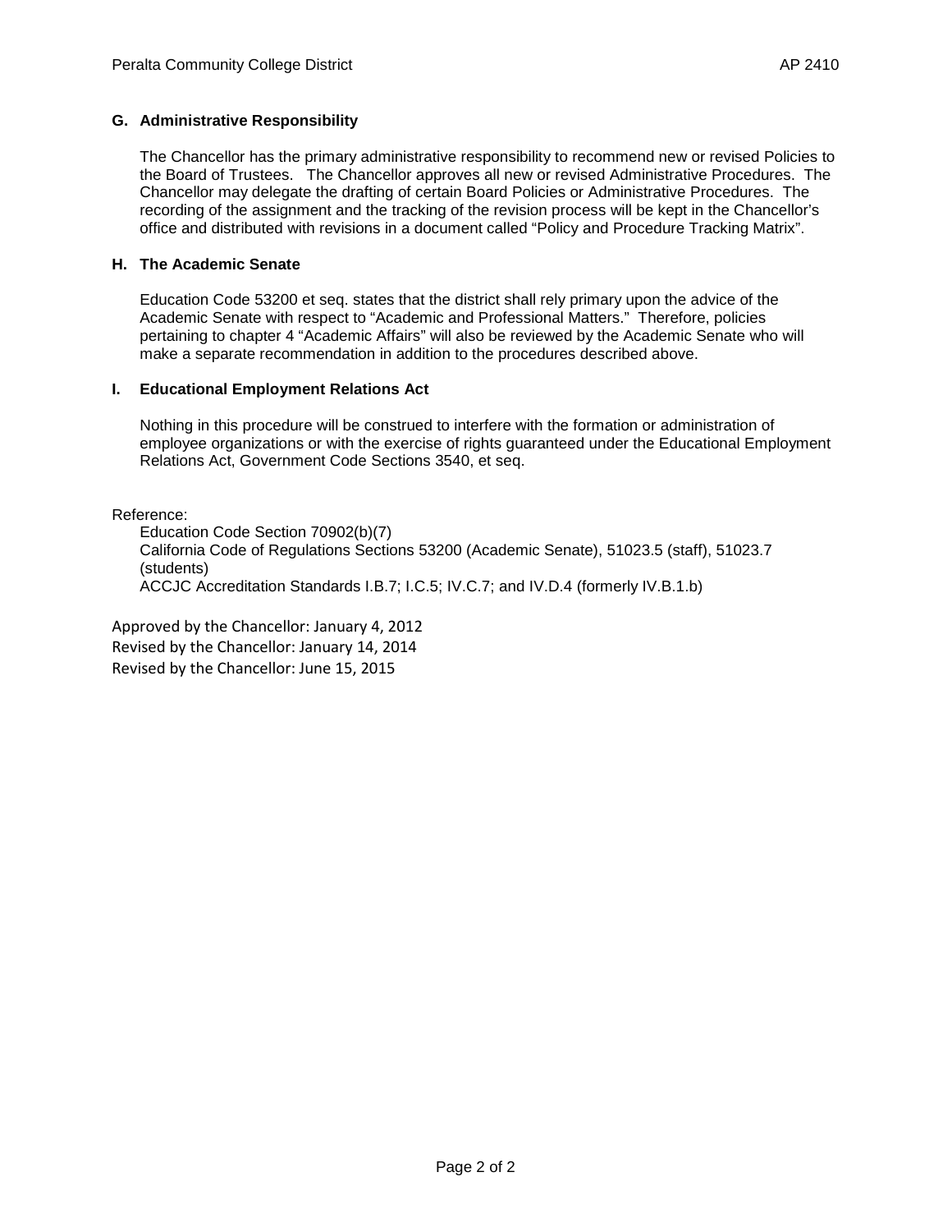### G. Administrative Responsibility

The Chancellor has the primary administrative responsibility to recommend new or revised Policies to the Board of Trustees. The Chancellor approves all new or revised Administrative Procedures. The Chancellor may delegate the drafting of certain Board Policies or Administrative Procedures. The recording of the assignment and the tracking of the revision process will be kept in the Chancellor's office and distributed with revisions in a document called "Policy and Procedure Tracking Matrix".

### H. The Academic Senate

Education Code 53200 et seq. states that the district shall rely primary upon the advice of the Academic Senate with respect to "Academic and Professional Matters." Therefore, policies pertaining to chapter 4 "Academic Affairs" will also be reviewed by the Academic Senate who will make a separate recommendation in addition to the procedures described above.

### I. Educational Employment Relations Act

Nothing in this procedure will be construed to interfere with the formation or administration of employee organizations or with the exercise of rights guaranteed under the Educational Employment Relations Act, Government Code Sections 3540, et seq.

Reference:

Education Code Section 70902(b)(7)
California Code of Regulations Sections 53200 (Academic Senate), 51023.5 (staff), 51023.7 (students)
ACCJC Accreditation Standards I.B.7; I.C.5; IV.C.7; and IV.D.4 (formerly IV.B.1.b)

Approved by the Chancellor: January 4, 2012
Revised by the Chancellor: January 14, 2014
Revised by the Chancellor: June 15, 2015